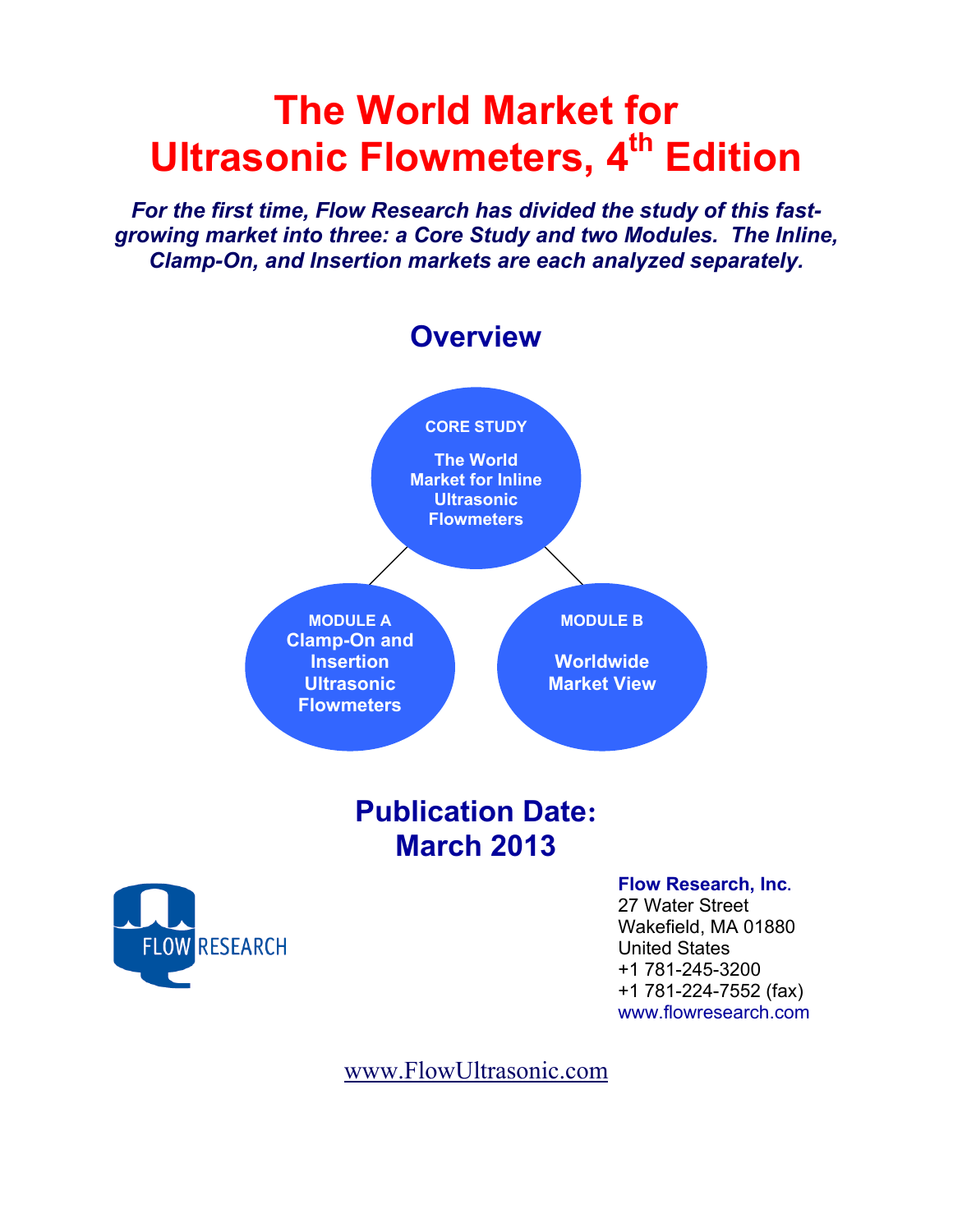# The World Market for Ultrasonic Flowmeters, 4th Edition

***For the first time, Flow Research has divided the study of this fast-growing market into three: a Core Study and two Modules. The Inline, Clamp-On, and Insertion markets are each analyzed separately.***

## Overview

**CORE STUDY**

**The World Market for Inline Ultrasonic Flowmeters**

**MODULE A**

**Clamp-On and Insertion Ultrasonic Flowmeters**

**MODULE B**

**Worldwide Market View**

## Publication Date: March 2013

**Flow Research, Inc.**
27 Water Street
Wakefield, MA 01880
United States
+1 781-245-3200
+1 781-224-7552 (fax)
www.flowresearch.com

www.FlowUltrasonic.com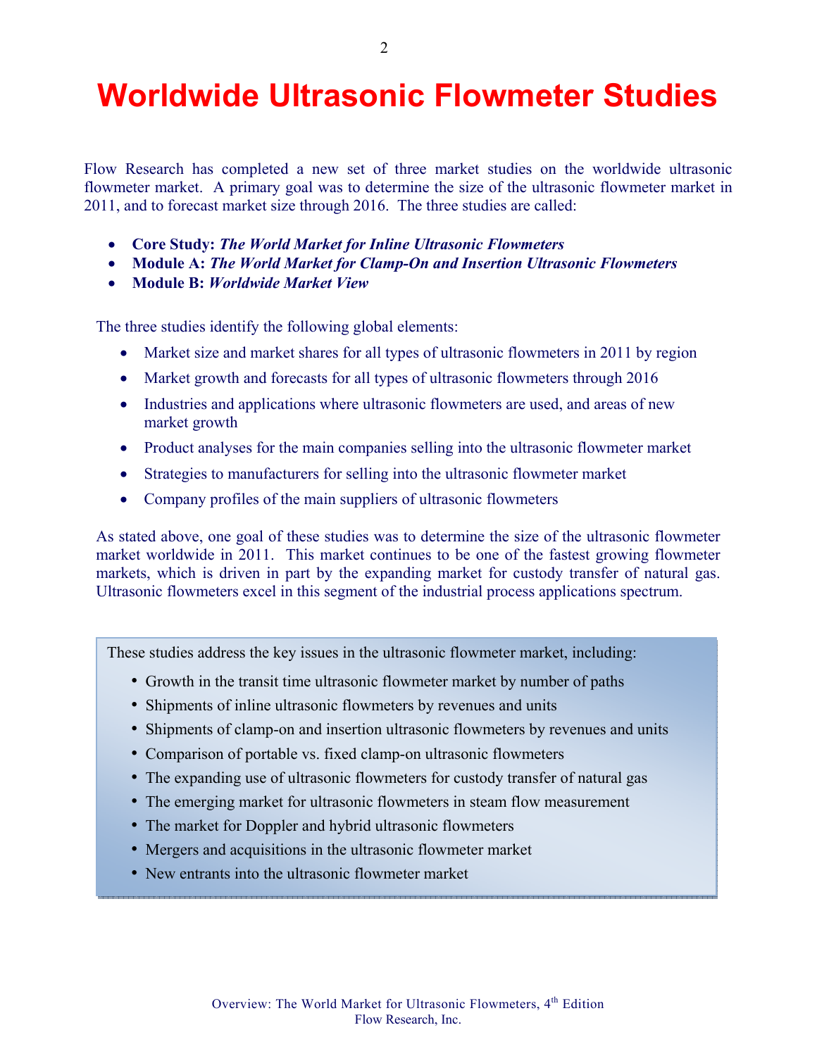# Worldwide Ultrasonic Flowmeter Studies

Flow Research has completed a new set of three market studies on the worldwide ultrasonic flowmeter market. A primary goal was to determine the size of the ultrasonic flowmeter market in 2011, and to forecast market size through 2016. The three studies are called:

- **Core Study:** ***The World Market for Inline Ultrasonic Flowmeters***
- **Module A:** ***The World Market for Clamp-On and Insertion Ultrasonic Flowmeters***
- **Module B:** ***Worldwide Market View***

The three studies identify the following global elements:

- Market size and market shares for all types of ultrasonic flowmeters in 2011 by region
- Market growth and forecasts for all types of ultrasonic flowmeters through 2016
- Industries and applications where ultrasonic flowmeters are used, and areas of new market growth
- Product analyses for the main companies selling into the ultrasonic flowmeter market
- Strategies to manufacturers for selling into the ultrasonic flowmeter market
- Company profiles of the main suppliers of ultrasonic flowmeters

As stated above, one goal of these studies was to determine the size of the ultrasonic flowmeter market worldwide in 2011. This market continues to be one of the fastest growing flowmeter markets, which is driven in part by the expanding market for custody transfer of natural gas. Ultrasonic flowmeters excel in this segment of the industrial process applications spectrum.

These studies address the key issues in the ultrasonic flowmeter market, including:

- Growth in the transit time ultrasonic flowmeter market by number of paths
- Shipments of inline ultrasonic flowmeters by revenues and units
- Shipments of clamp-on and insertion ultrasonic flowmeters by revenues and units
- Comparison of portable vs. fixed clamp-on ultrasonic flowmeters
- The expanding use of ultrasonic flowmeters for custody transfer of natural gas
- The emerging market for ultrasonic flowmeters in steam flow measurement
- The market for Doppler and hybrid ultrasonic flowmeters
- Mergers and acquisitions in the ultrasonic flowmeter market
- New entrants into the ultrasonic flowmeter market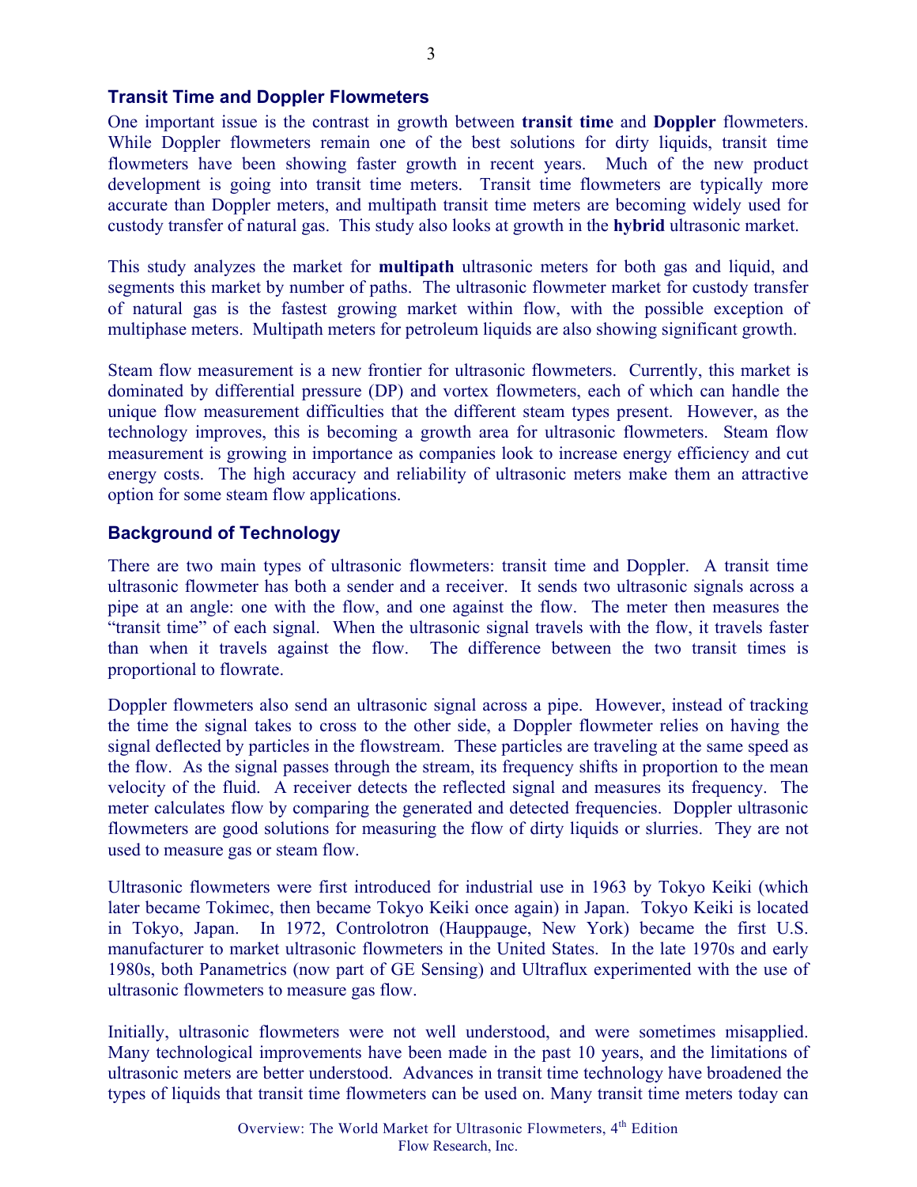## Transit Time and Doppler Flowmeters

One important issue is the contrast in growth between **transit time** and **Doppler** flowmeters. While Doppler flowmeters remain one of the best solutions for dirty liquids, transit time flowmeters have been showing faster growth in recent years. Much of the new product development is going into transit time meters. Transit time flowmeters are typically more accurate than Doppler meters, and multipath transit time meters are becoming widely used for custody transfer of natural gas. This study also looks at growth in the **hybrid** ultrasonic market.

This study analyzes the market for **multipath** ultrasonic meters for both gas and liquid, and segments this market by number of paths. The ultrasonic flowmeter market for custody transfer of natural gas is the fastest growing market within flow, with the possible exception of multiphase meters. Multipath meters for petroleum liquids are also showing significant growth.

Steam flow measurement is a new frontier for ultrasonic flowmeters. Currently, this market is dominated by differential pressure (DP) and vortex flowmeters, each of which can handle the unique flow measurement difficulties that the different steam types present. However, as the technology improves, this is becoming a growth area for ultrasonic flowmeters. Steam flow measurement is growing in importance as companies look to increase energy efficiency and cut energy costs. The high accuracy and reliability of ultrasonic meters make them an attractive option for some steam flow applications.

## Background of Technology

There are two main types of ultrasonic flowmeters: transit time and Doppler. A transit time ultrasonic flowmeter has both a sender and a receiver. It sends two ultrasonic signals across a pipe at an angle: one with the flow, and one against the flow. The meter then measures the "transit time" of each signal. When the ultrasonic signal travels with the flow, it travels faster than when it travels against the flow. The difference between the two transit times is proportional to flowrate.

Doppler flowmeters also send an ultrasonic signal across a pipe. However, instead of tracking the time the signal takes to cross to the other side, a Doppler flowmeter relies on having the signal deflected by particles in the flowstream. These particles are traveling at the same speed as the flow. As the signal passes through the stream, its frequency shifts in proportion to the mean velocity of the fluid. A receiver detects the reflected signal and measures its frequency. The meter calculates flow by comparing the generated and detected frequencies. Doppler ultrasonic flowmeters are good solutions for measuring the flow of dirty liquids or slurries. They are not used to measure gas or steam flow.

Ultrasonic flowmeters were first introduced for industrial use in 1963 by Tokyo Keiki (which later became Tokimec, then became Tokyo Keiki once again) in Japan. Tokyo Keiki is located in Tokyo, Japan. In 1972, Controlotron (Hauppauge, New York) became the first U.S. manufacturer to market ultrasonic flowmeters in the United States. In the late 1970s and early 1980s, both Panametrics (now part of GE Sensing) and Ultraflux experimented with the use of ultrasonic flowmeters to measure gas flow.

Initially, ultrasonic flowmeters were not well understood, and were sometimes misapplied. Many technological improvements have been made in the past 10 years, and the limitations of ultrasonic meters are better understood. Advances in transit time technology have broadened the types of liquids that transit time flowmeters can be used on. Many transit time meters today can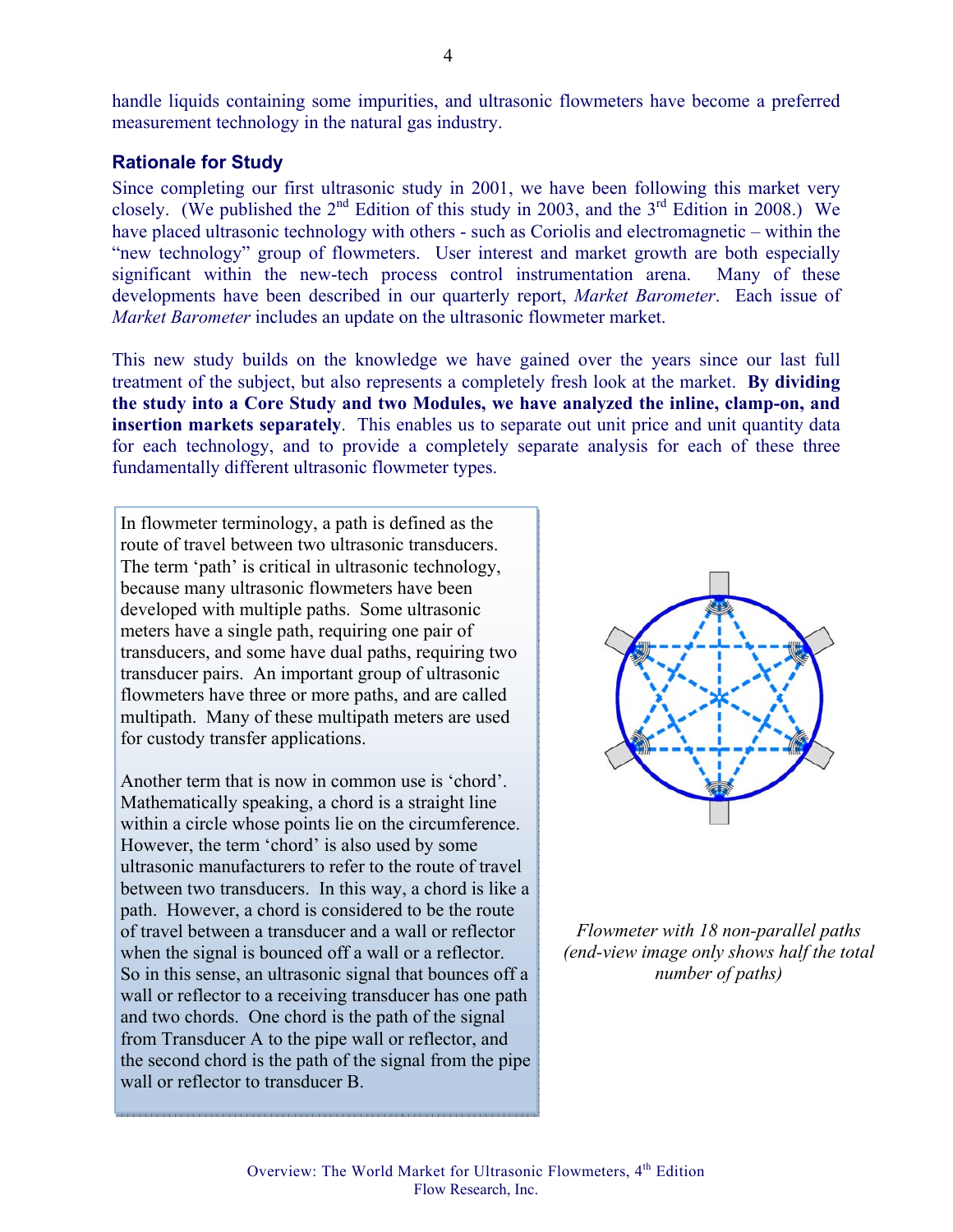handle liquids containing some impurities, and ultrasonic flowmeters have become a preferred measurement technology in the natural gas industry.

### Rationale for Study

Since completing our first ultrasonic study in 2001, we have been following this market very closely. (We published the 2nd Edition of this study in 2003, and the 3rd Edition in 2008.) We have placed ultrasonic technology with others - such as Coriolis and electromagnetic – within the "new technology" group of flowmeters. User interest and market growth are both especially significant within the new-tech process control instrumentation arena. Many of these developments have been described in our quarterly report, *Market Barometer*. Each issue of *Market Barometer* includes an update on the ultrasonic flowmeter market.

This new study builds on the knowledge we have gained over the years since our last full treatment of the subject, but also represents a completely fresh look at the market. **By dividing the study into a Core Study and two Modules, we have analyzed the inline, clamp-on, and insertion markets separately**. This enables us to separate out unit price and unit quantity data for each technology, and to provide a completely separate analysis for each of these three fundamentally different ultrasonic flowmeter types.

In flowmeter terminology, a path is defined as the route of travel between two ultrasonic transducers. The term 'path' is critical in ultrasonic technology, because many ultrasonic flowmeters have been developed with multiple paths. Some ultrasonic meters have a single path, requiring one pair of transducers, and some have dual paths, requiring two transducer pairs. An important group of ultrasonic flowmeters have three or more paths, and are called multipath. Many of these multipath meters are used for custody transfer applications.

Another term that is now in common use is 'chord'. Mathematically speaking, a chord is a straight line within a circle whose points lie on the circumference. However, the term 'chord' is also used by some ultrasonic manufacturers to refer to the route of travel between two transducers. In this way, a chord is like a path. However, a chord is considered to be the route of travel between a transducer and a wall or reflector when the signal is bounced off a wall or a reflector. So in this sense, an ultrasonic signal that bounces off a wall or reflector to a receiving transducer has one path and two chords. One chord is the path of the signal from Transducer A to the pipe wall or reflector, and the second chord is the path of the signal from the pipe wall or reflector to transducer B.

*Flowmeter with 18 non-parallel paths (end-view image only shows half the total number of paths)*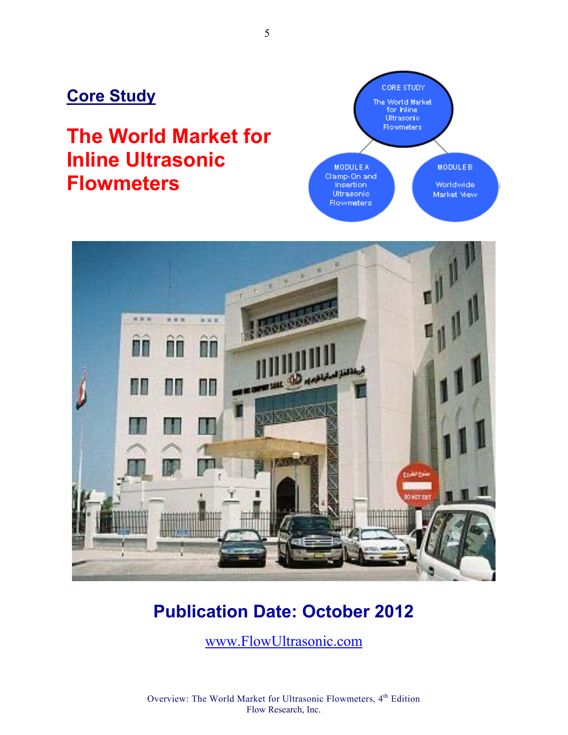## Core Study

# The World Market for Inline Ultrasonic Flowmeters

CORE STUDY
The World Market for Inline Ultrasonic Flowmeters

MODULE A
Clamp-On and Insertion Ultrasonic Flowmeters

MODULE B
Worldwide Market View

## Publication Date: October 2012

www.FlowUltrasonic.com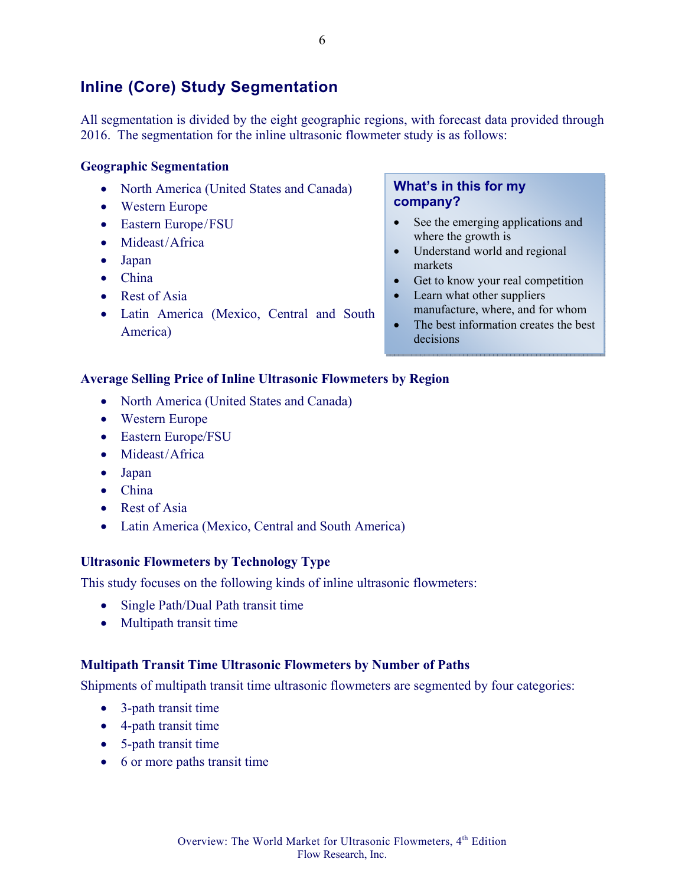## Inline (Core) Study Segmentation

All segmentation is divided by the eight geographic regions, with forecast data provided through 2016. The segmentation for the inline ultrasonic flowmeter study is as follows:

### Geographic Segmentation

- North America (United States and Canada)
- Western Europe
- Eastern Europe/FSU
- Mideast/Africa
- Japan
- China
- Rest of Asia
- Latin America (Mexico, Central and South America)

> **What's in this for my company?**
>
> - See the emerging applications and where the growth is
> - Understand world and regional markets
> - Get to know your real competition
> - Learn what other suppliers manufacture, where, and for whom
> - The best information creates the best decisions

### Average Selling Price of Inline Ultrasonic Flowmeters by Region

- North America (United States and Canada)
- Western Europe
- Eastern Europe/FSU
- Mideast/Africa
- Japan
- China
- Rest of Asia
- Latin America (Mexico, Central and South America)

### Ultrasonic Flowmeters by Technology Type

This study focuses on the following kinds of inline ultrasonic flowmeters:

- Single Path/Dual Path transit time
- Multipath transit time

### Multipath Transit Time Ultrasonic Flowmeters by Number of Paths

Shipments of multipath transit time ultrasonic flowmeters are segmented by four categories:

- 3-path transit time
- 4-path transit time
- 5-path transit time
- 6 or more paths transit time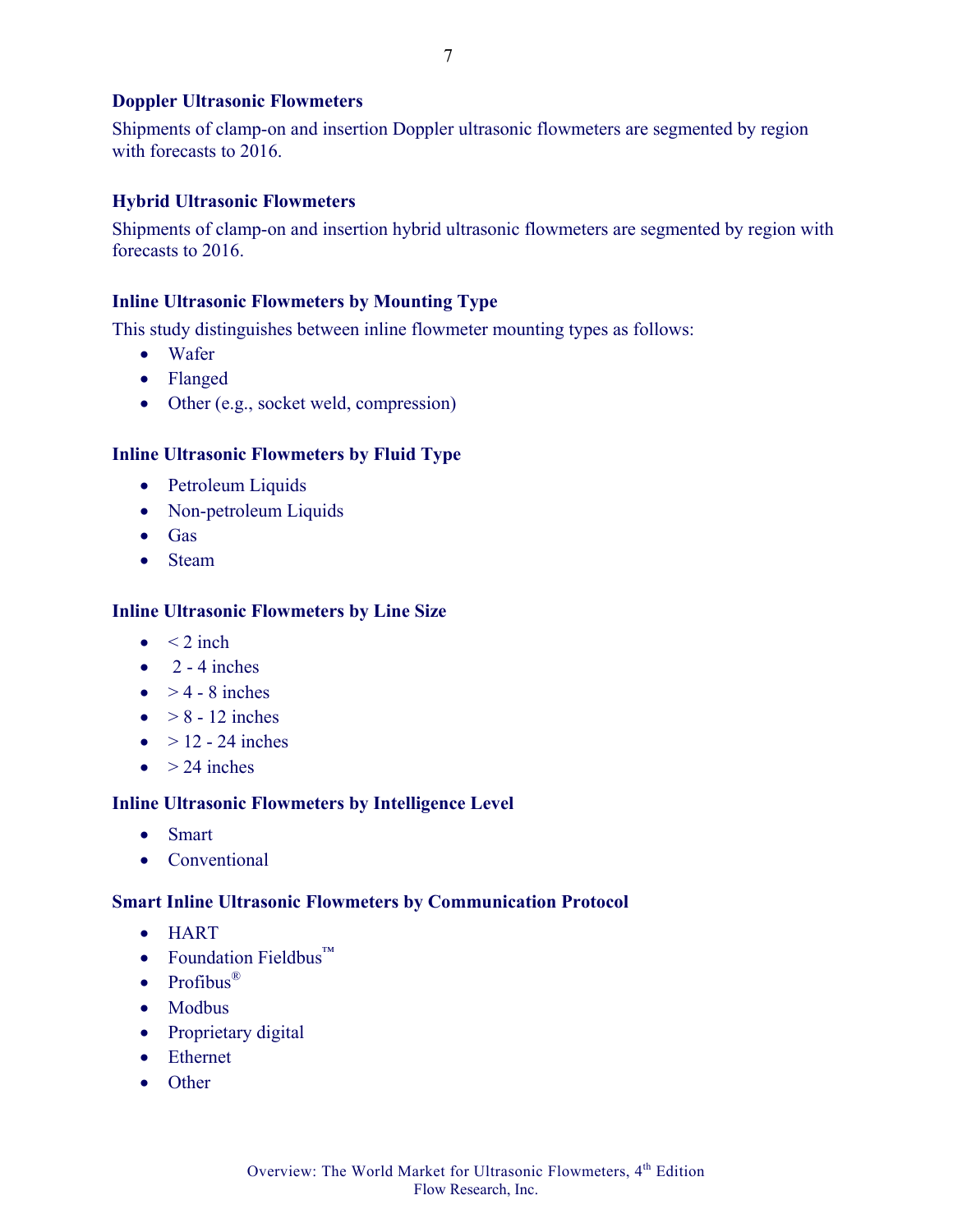### Doppler Ultrasonic Flowmeters

Shipments of clamp-on and insertion Doppler ultrasonic flowmeters are segmented by region with forecasts to 2016.

### Hybrid Ultrasonic Flowmeters

Shipments of clamp-on and insertion hybrid ultrasonic flowmeters are segmented by region with forecasts to 2016.

### Inline Ultrasonic Flowmeters by Mounting Type

This study distinguishes between inline flowmeter mounting types as follows:

- Wafer
- Flanged
- Other (e.g., socket weld, compression)

### Inline Ultrasonic Flowmeters by Fluid Type

- Petroleum Liquids
- Non-petroleum Liquids
- Gas
- Steam

### Inline Ultrasonic Flowmeters by Line Size

- < 2 inch
- 2 - 4 inches
- > 4 - 8 inches
- > 8 - 12 inches
- > 12 - 24 inches
- > 24 inches

### Inline Ultrasonic Flowmeters by Intelligence Level

- Smart
- Conventional

### Smart Inline Ultrasonic Flowmeters by Communication Protocol

- HART
- Foundation Fieldbus™
- Profibus®
- Modbus
- Proprietary digital
- Ethernet
- Other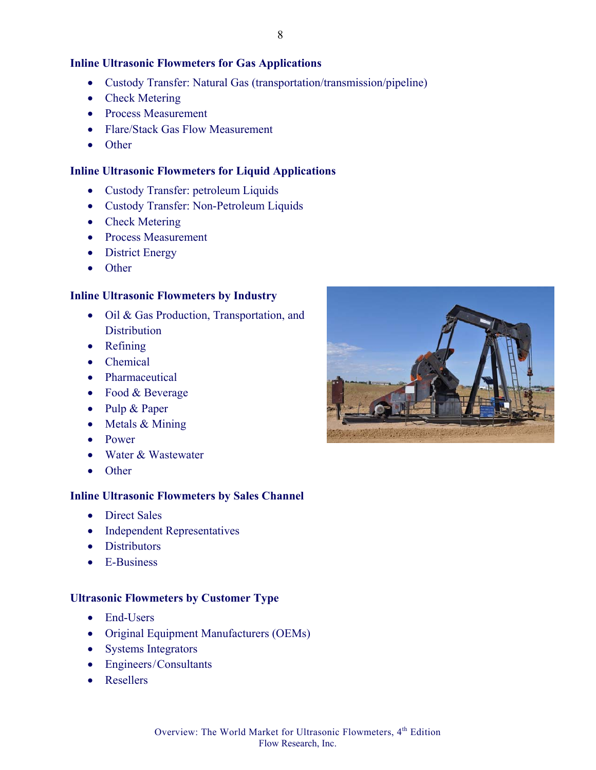### Inline Ultrasonic Flowmeters for Gas Applications

- Custody Transfer: Natural Gas (transportation/transmission/pipeline)
- Check Metering
- Process Measurement
- Flare/Stack Gas Flow Measurement
- Other

### Inline Ultrasonic Flowmeters for Liquid Applications

- Custody Transfer: petroleum Liquids
- Custody Transfer: Non-Petroleum Liquids
- Check Metering
- Process Measurement
- District Energy
- Other

### Inline Ultrasonic Flowmeters by Industry

- Oil & Gas Production, Transportation, and Distribution
- Refining
- Chemical
- Pharmaceutical
- Food & Beverage
- Pulp & Paper
- Metals & Mining
- Power
- Water & Wastewater
- Other

### Inline Ultrasonic Flowmeters by Sales Channel

- Direct Sales
- Independent Representatives
- Distributors
- E-Business

### Ultrasonic Flowmeters by Customer Type

- End-Users
- Original Equipment Manufacturers (OEMs)
- Systems Integrators
- Engineers/Consultants
- Resellers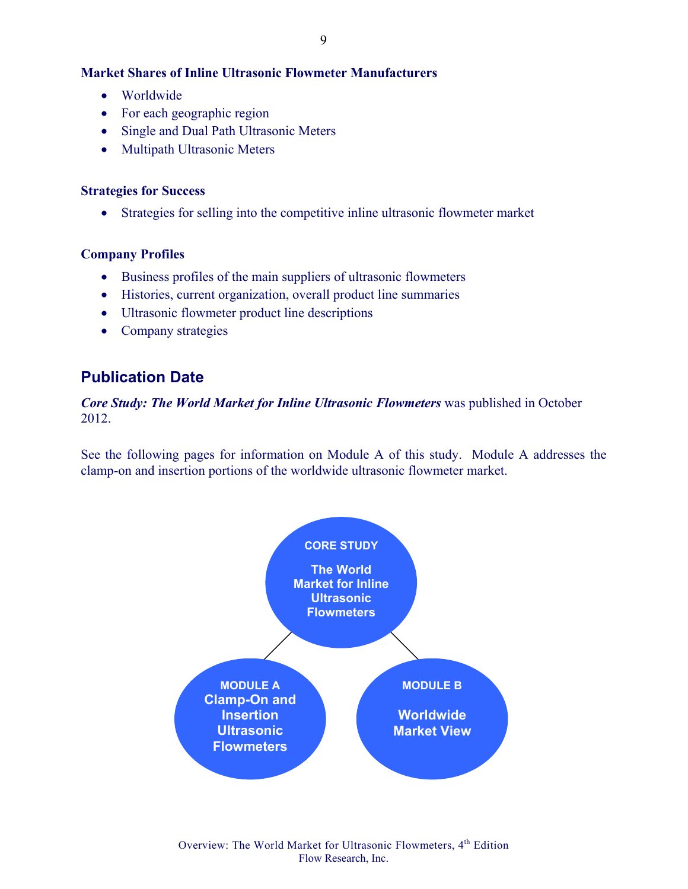**Market Shares of Inline Ultrasonic Flowmeter Manufacturers**

- Worldwide
- For each geographic region
- Single and Dual Path Ultrasonic Meters
- Multipath Ultrasonic Meters

**Strategies for Success**

- Strategies for selling into the competitive inline ultrasonic flowmeter market

**Company Profiles**

- Business profiles of the main suppliers of ultrasonic flowmeters
- Histories, current organization, overall product line summaries
- Ultrasonic flowmeter product line descriptions
- Company strategies

## Publication Date

***Core Study: The World Market for Inline Ultrasonic Flowmeters*** was published in October 2012.

See the following pages for information on Module A of this study. Module A addresses the clamp-on and insertion portions of the worldwide ultrasonic flowmeter market.

CORE STUDY

The World Market for Inline Ultrasonic Flowmeters

MODULE A
Clamp-On and Insertion Ultrasonic Flowmeters

MODULE B

Worldwide Market View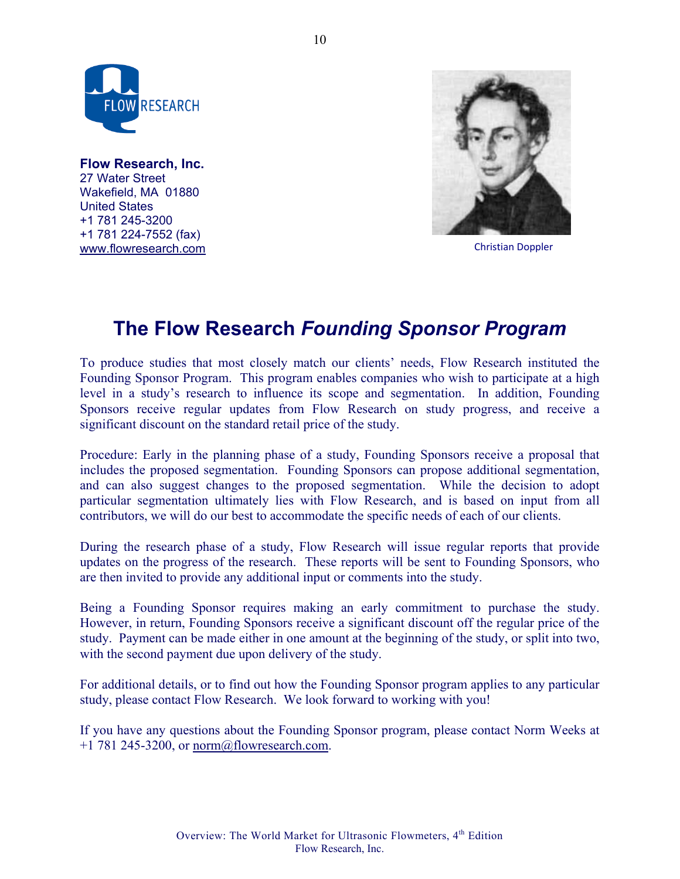**Flow Research, Inc.**
27 Water Street
Wakefield, MA 01880
United States
+1 781 245-3200
+1 781 224-7552 (fax)
www.flowresearch.com

Christian Doppler

# The Flow Research *Founding Sponsor Program*

To produce studies that most closely match our clients' needs, Flow Research instituted the Founding Sponsor Program. This program enables companies who wish to participate at a high level in a study's research to influence its scope and segmentation. In addition, Founding Sponsors receive regular updates from Flow Research on study progress, and receive a significant discount on the standard retail price of the study.

Procedure: Early in the planning phase of a study, Founding Sponsors receive a proposal that includes the proposed segmentation. Founding Sponsors can propose additional segmentation, and can also suggest changes to the proposed segmentation. While the decision to adopt particular segmentation ultimately lies with Flow Research, and is based on input from all contributors, we will do our best to accommodate the specific needs of each of our clients.

During the research phase of a study, Flow Research will issue regular reports that provide updates on the progress of the research. These reports will be sent to Founding Sponsors, who are then invited to provide any additional input or comments into the study.

Being a Founding Sponsor requires making an early commitment to purchase the study. However, in return, Founding Sponsors receive a significant discount off the regular price of the study. Payment can be made either in one amount at the beginning of the study, or split into two, with the second payment due upon delivery of the study.

For additional details, or to find out how the Founding Sponsor program applies to any particular study, please contact Flow Research. We look forward to working with you!

If you have any questions about the Founding Sponsor program, please contact Norm Weeks at +1 781 245-3200, or norm@flowresearch.com.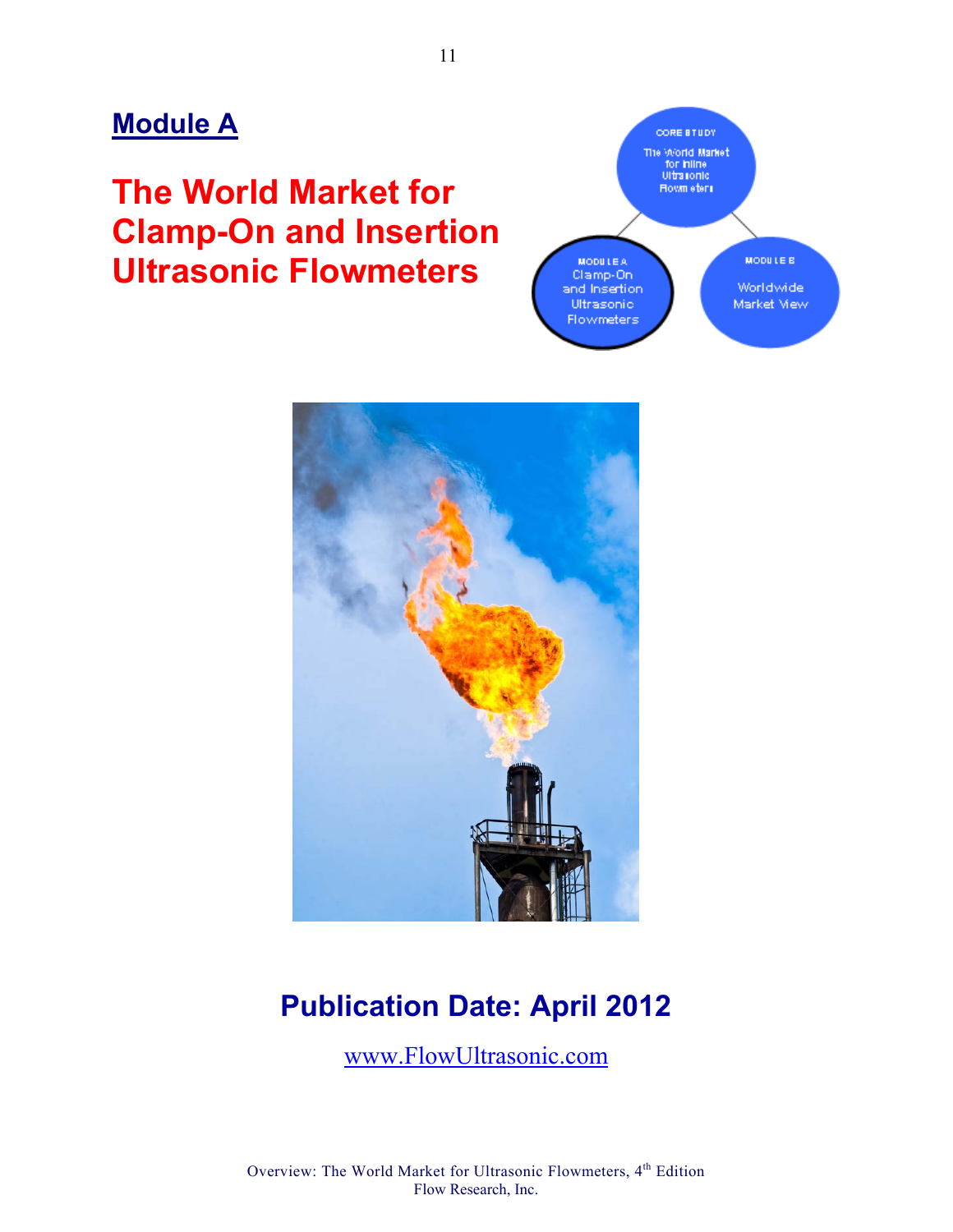## Module A

# The World Market for Clamp-On and Insertion Ultrasonic Flowmeters

CORE STUDY
The World Market for Inline Ultrasonic Flowmeters

MODULE A
Clamp-On and Insertion Ultrasonic Flowmeters

MODULE B
Worldwide Market View

## Publication Date: April 2012

www.FlowUltrasonic.com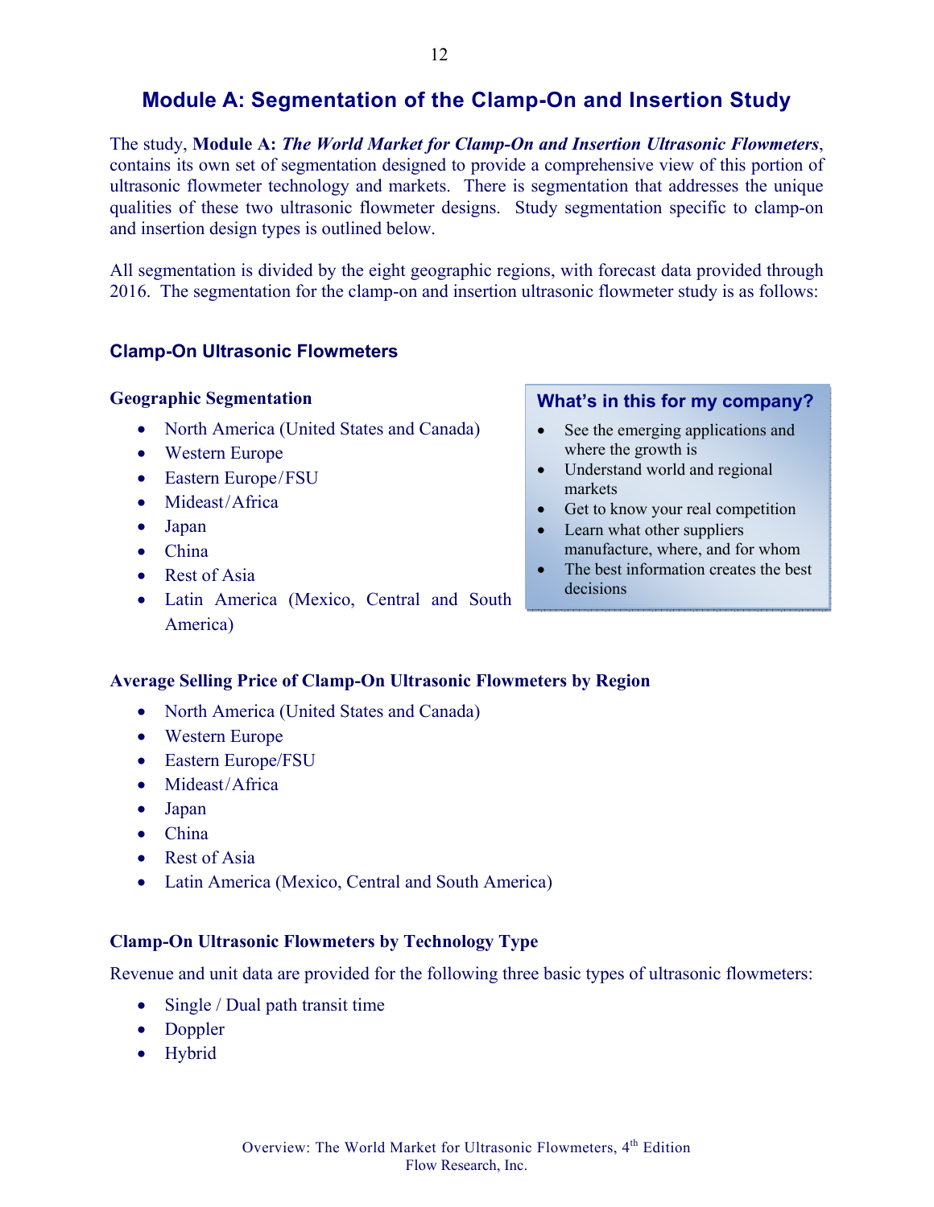# Module A: Segmentation of the Clamp-On and Insertion Study

The study, **Module A:** ***The World Market for Clamp-On and Insertion Ultrasonic Flowmeters***, contains its own set of segmentation designed to provide a comprehensive view of this portion of ultrasonic flowmeter technology and markets. There is segmentation that addresses the unique qualities of these two ultrasonic flowmeter designs. Study segmentation specific to clamp-on and insertion design types is outlined below.

All segmentation is divided by the eight geographic regions, with forecast data provided through 2016. The segmentation for the clamp-on and insertion ultrasonic flowmeter study is as follows:

## Clamp-On Ultrasonic Flowmeters

### Geographic Segmentation

- North America (United States and Canada)
- Western Europe
- Eastern Europe/FSU
- Mideast/Africa
- Japan
- China
- Rest of Asia
- Latin America (Mexico, Central and South America)

**What's in this for my company?**

- See the emerging applications and where the growth is
- Understand world and regional markets
- Get to know your real competition
- Learn what other suppliers manufacture, where, and for whom
- The best information creates the best decisions

### Average Selling Price of Clamp-On Ultrasonic Flowmeters by Region

- North America (United States and Canada)
- Western Europe
- Eastern Europe/FSU
- Mideast/Africa
- Japan
- China
- Rest of Asia
- Latin America (Mexico, Central and South America)

### Clamp-On Ultrasonic Flowmeters by Technology Type

Revenue and unit data are provided for the following three basic types of ultrasonic flowmeters:

- Single / Dual path transit time
- Doppler
- Hybrid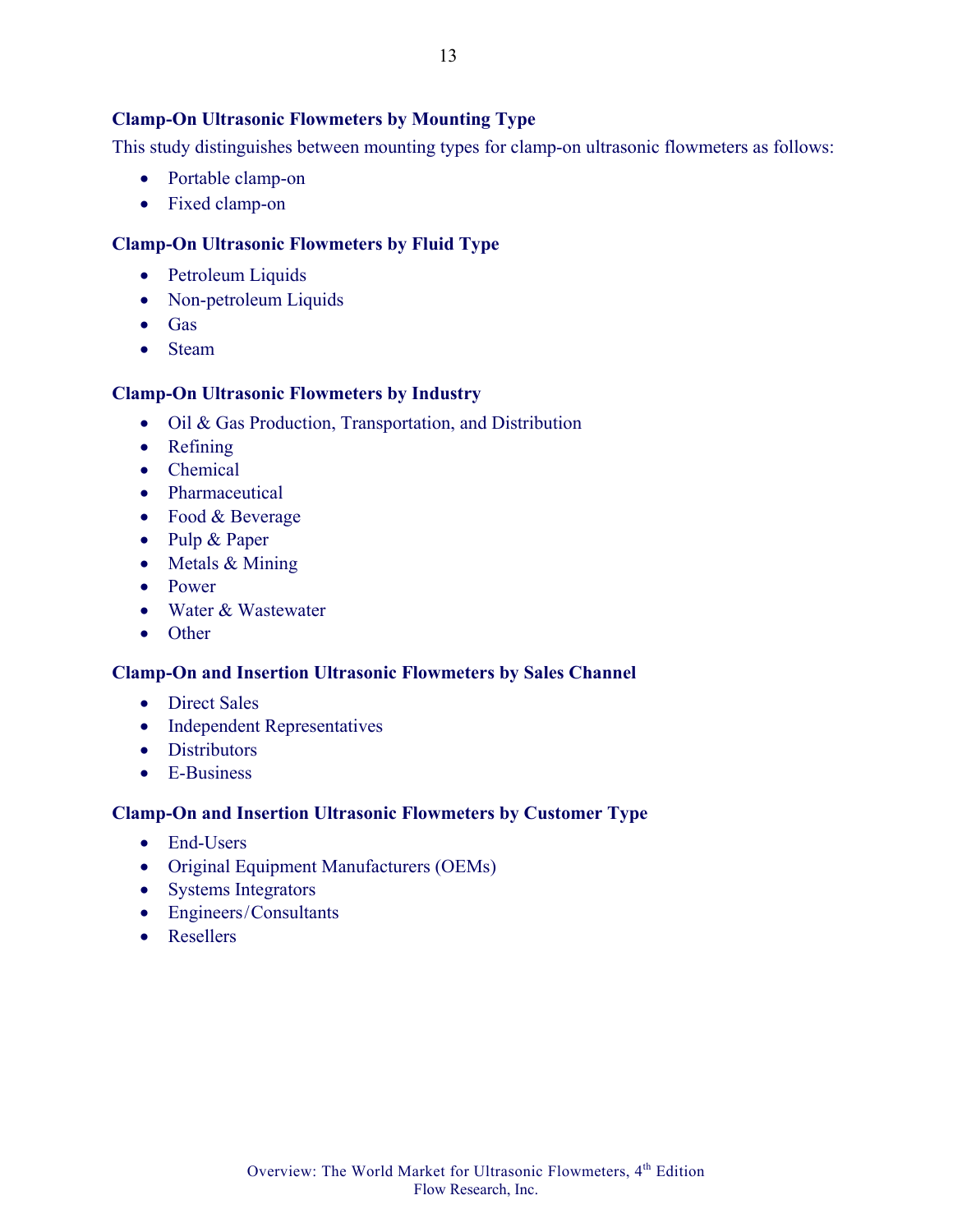### Clamp-On Ultrasonic Flowmeters by Mounting Type

This study distinguishes between mounting types for clamp-on ultrasonic flowmeters as follows:

- Portable clamp-on
- Fixed clamp-on

### Clamp-On Ultrasonic Flowmeters by Fluid Type

- Petroleum Liquids
- Non-petroleum Liquids
- Gas
- Steam

### Clamp-On Ultrasonic Flowmeters by Industry

- Oil & Gas Production, Transportation, and Distribution
- Refining
- Chemical
- Pharmaceutical
- Food & Beverage
- Pulp & Paper
- Metals & Mining
- Power
- Water & Wastewater
- Other

### Clamp-On and Insertion Ultrasonic Flowmeters by Sales Channel

- Direct Sales
- Independent Representatives
- Distributors
- E-Business

### Clamp-On and Insertion Ultrasonic Flowmeters by Customer Type

- End-Users
- Original Equipment Manufacturers (OEMs)
- Systems Integrators
- Engineers/Consultants
- Resellers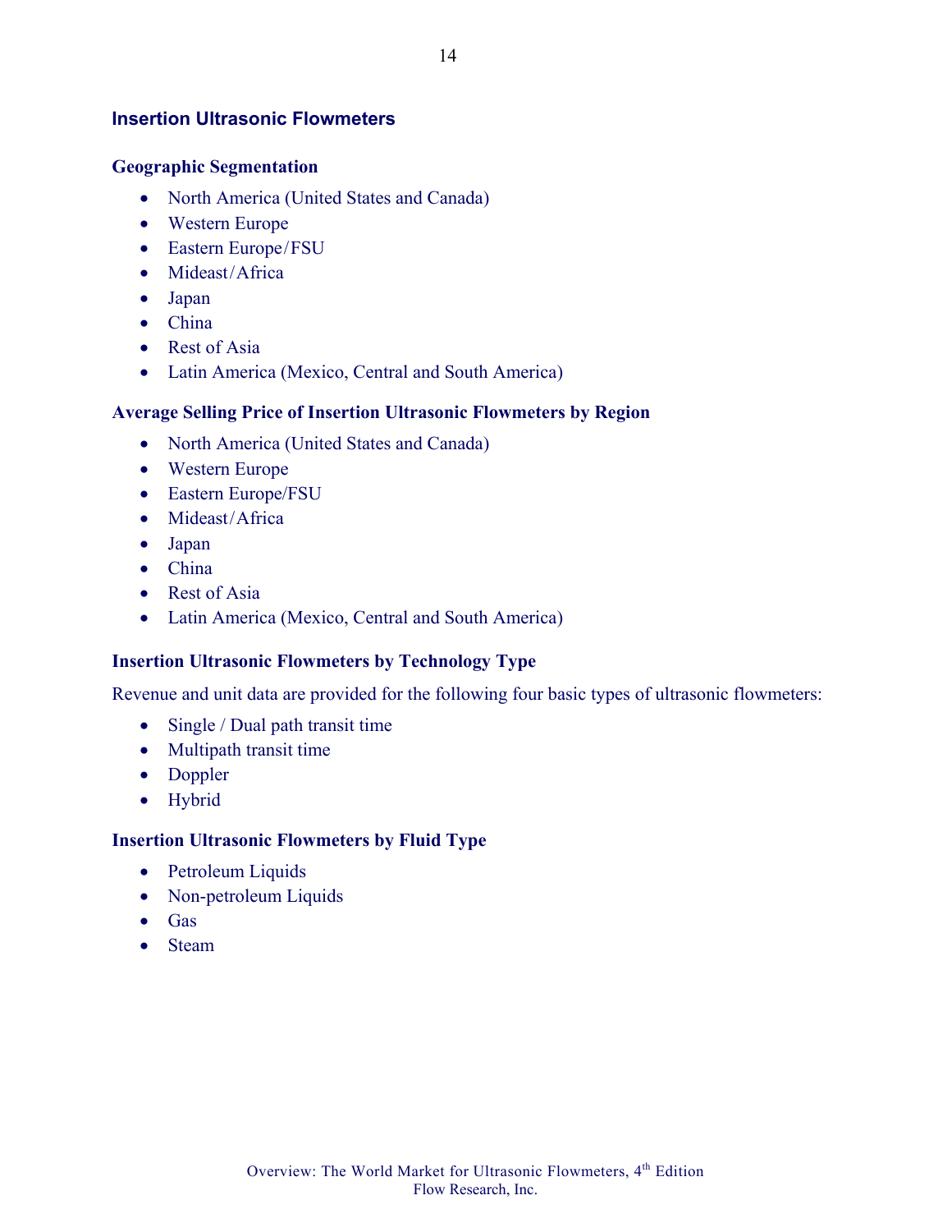## Insertion Ultrasonic Flowmeters

### Geographic Segmentation

- North America (United States and Canada)
- Western Europe
- Eastern Europe/FSU
- Mideast/Africa
- Japan
- China
- Rest of Asia
- Latin America (Mexico, Central and South America)

### Average Selling Price of Insertion Ultrasonic Flowmeters by Region

- North America (United States and Canada)
- Western Europe
- Eastern Europe/FSU
- Mideast/Africa
- Japan
- China
- Rest of Asia
- Latin America (Mexico, Central and South America)

### Insertion Ultrasonic Flowmeters by Technology Type

Revenue and unit data are provided for the following four basic types of ultrasonic flowmeters:

- Single / Dual path transit time
- Multipath transit time
- Doppler
- Hybrid

### Insertion Ultrasonic Flowmeters by Fluid Type

- Petroleum Liquids
- Non-petroleum Liquids
- Gas
- Steam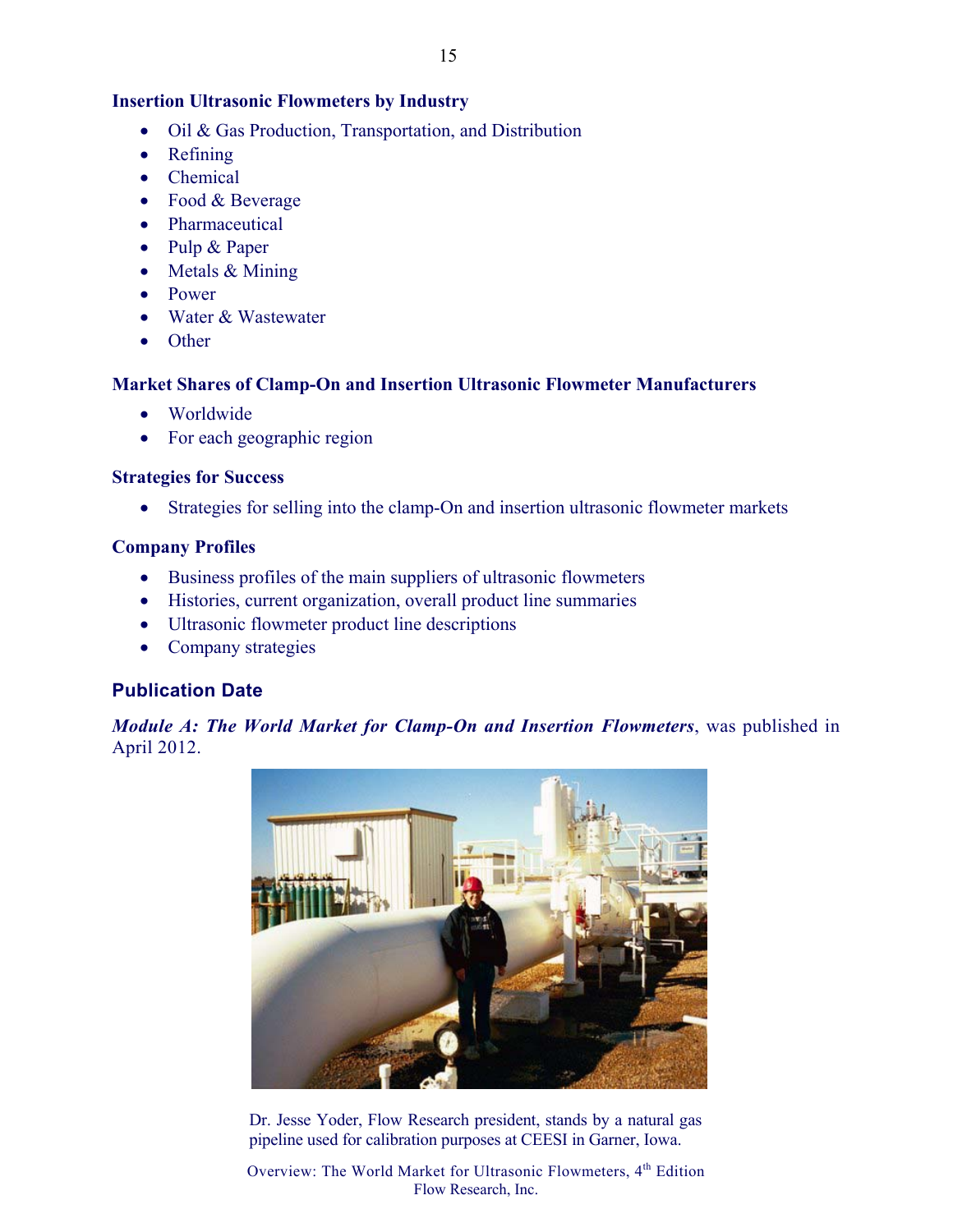### Insertion Ultrasonic Flowmeters by Industry

- Oil & Gas Production, Transportation, and Distribution
- Refining
- Chemical
- Food & Beverage
- Pharmaceutical
- Pulp & Paper
- Metals & Mining
- Power
- Water & Wastewater
- Other

### Market Shares of Clamp-On and Insertion Ultrasonic Flowmeter Manufacturers

- Worldwide
- For each geographic region

### Strategies for Success

- Strategies for selling into the clamp-On and insertion ultrasonic flowmeter markets

### Company Profiles

- Business profiles of the main suppliers of ultrasonic flowmeters
- Histories, current organization, overall product line summaries
- Ultrasonic flowmeter product line descriptions
- Company strategies

## Publication Date

***Module A: The World Market for Clamp-On and Insertion Flowmeters***, was published in April 2012.

Dr. Jesse Yoder, Flow Research president, stands by a natural gas pipeline used for calibration purposes at CEESI in Garner, Iowa.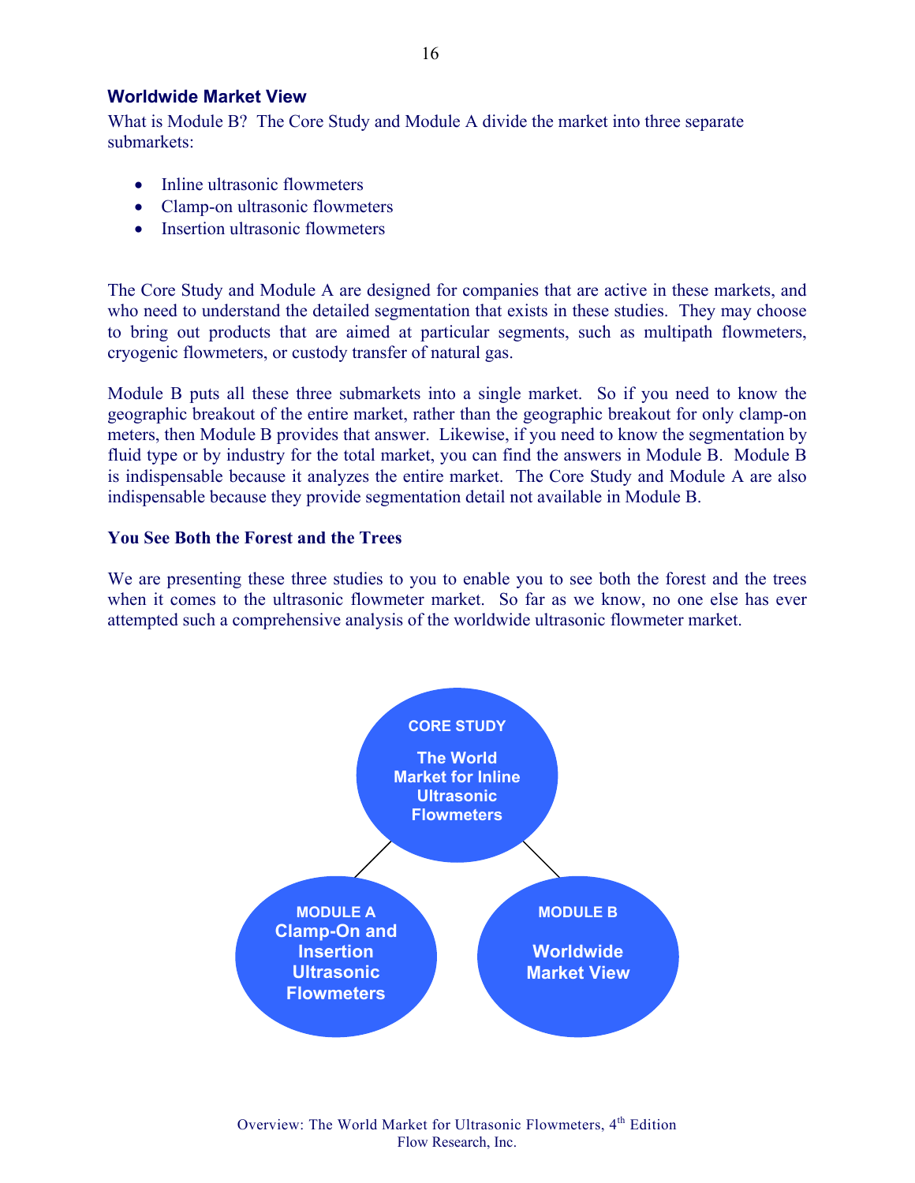## Worldwide Market View

What is Module B? The Core Study and Module A divide the market into three separate submarkets:

- Inline ultrasonic flowmeters
- Clamp-on ultrasonic flowmeters
- Insertion ultrasonic flowmeters

The Core Study and Module A are designed for companies that are active in these markets, and who need to understand the detailed segmentation that exists in these studies. They may choose to bring out products that are aimed at particular segments, such as multipath flowmeters, cryogenic flowmeters, or custody transfer of natural gas.

Module B puts all these three submarkets into a single market. So if you need to know the geographic breakout of the entire market, rather than the geographic breakout for only clamp-on meters, then Module B provides that answer. Likewise, if you need to know the segmentation by fluid type or by industry for the total market, you can find the answers in Module B. Module B is indispensable because it analyzes the entire market. The Core Study and Module A are also indispensable because they provide segmentation detail not available in Module B.

### You See Both the Forest and the Trees

We are presenting these three studies to you to enable you to see both the forest and the trees when it comes to the ultrasonic flowmeter market. So far as we know, no one else has ever attempted such a comprehensive analysis of the worldwide ultrasonic flowmeter market.

**CORE STUDY**
The World Market for Inline Ultrasonic Flowmeters

**MODULE A**
Clamp-On and Insertion Ultrasonic Flowmeters

**MODULE B**
Worldwide Market View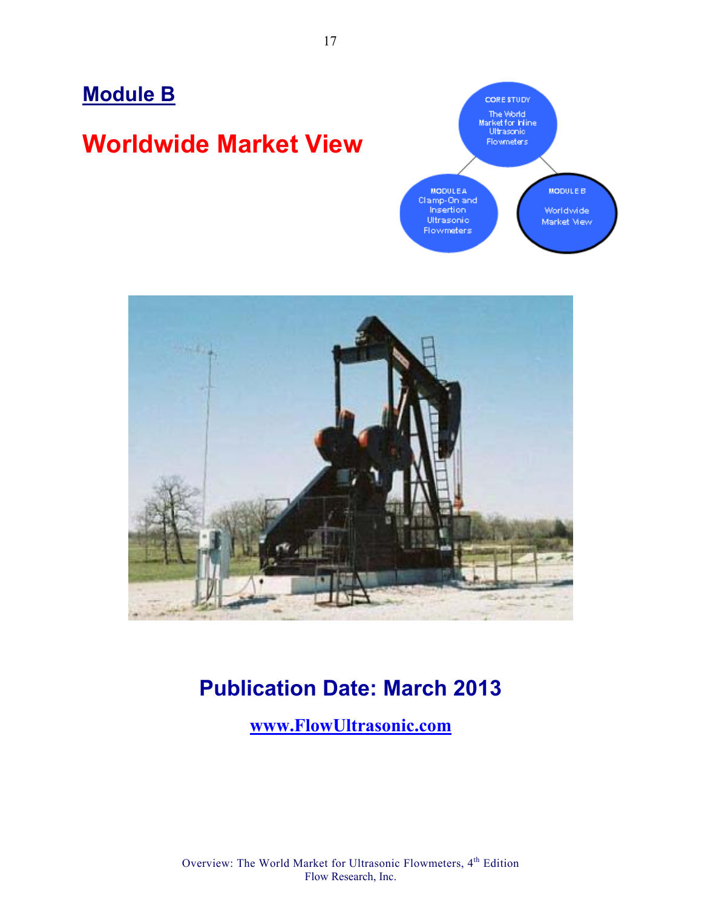## Module B

# Worldwide Market View

CORE STUDY
The World Market for Inline Ultrasonic Flowmeters

MODULE A
Clamp-On and Insertion Ultrasonic Flowmeters

MODULE B
Worldwide Market View

## Publication Date: March 2013

**www.FlowUltrasonic.com**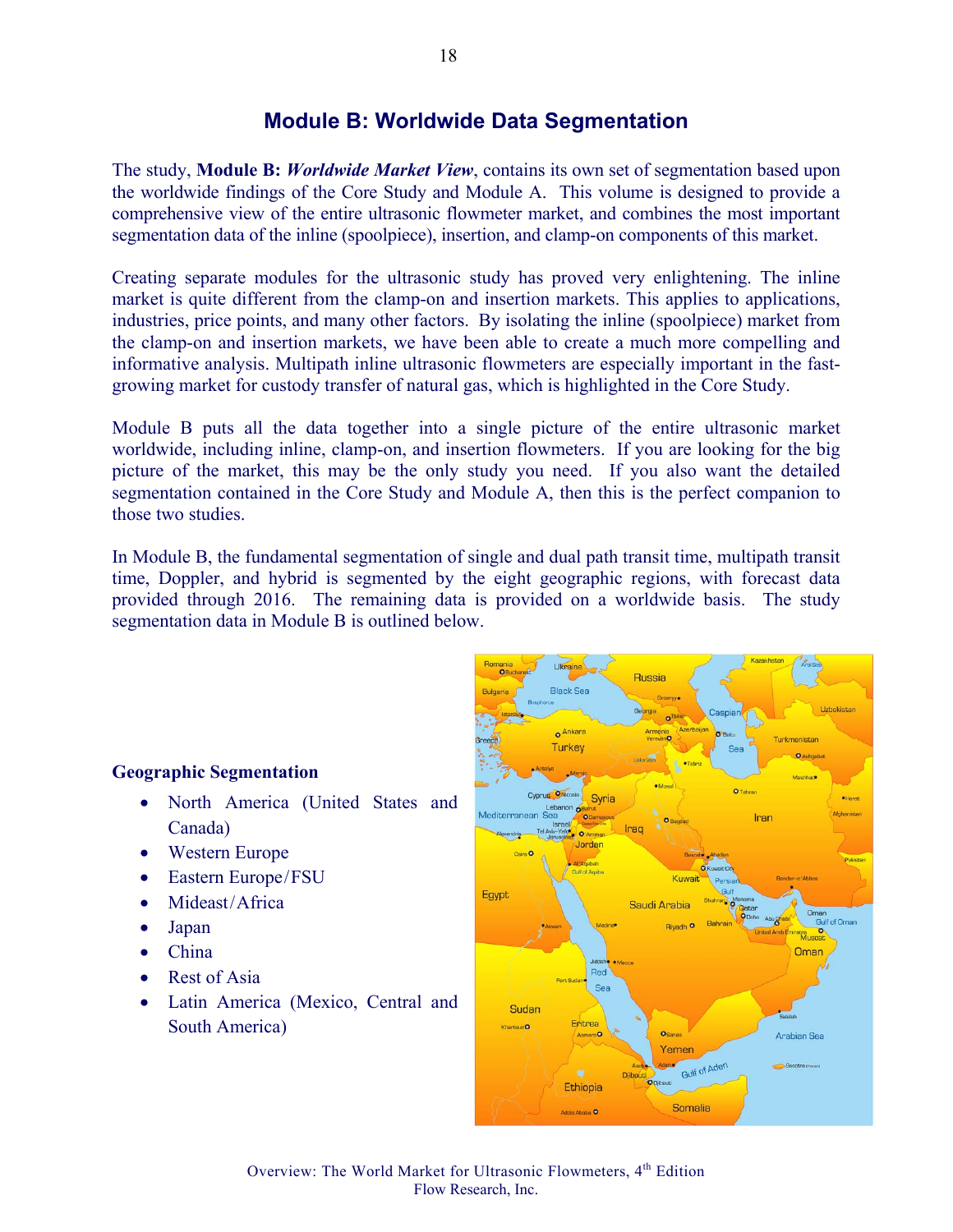# Module B: Worldwide Data Segmentation

The study, **Module B: *Worldwide Market View***, contains its own set of segmentation based upon the worldwide findings of the Core Study and Module A. This volume is designed to provide a comprehensive view of the entire ultrasonic flowmeter market, and combines the most important segmentation data of the inline (spoolpiece), insertion, and clamp-on components of this market.

Creating separate modules for the ultrasonic study has proved very enlightening. The inline market is quite different from the clamp-on and insertion markets. This applies to applications, industries, price points, and many other factors. By isolating the inline (spoolpiece) market from the clamp-on and insertion markets, we have been able to create a much more compelling and informative analysis. Multipath inline ultrasonic flowmeters are especially important in the fast-growing market for custody transfer of natural gas, which is highlighted in the Core Study.

Module B puts all the data together into a single picture of the entire ultrasonic market worldwide, including inline, clamp-on, and insertion flowmeters. If you are looking for the big picture of the market, this may be the only study you need. If you also want the detailed segmentation contained in the Core Study and Module A, then this is the perfect companion to those two studies.

In Module B, the fundamental segmentation of single and dual path transit time, multipath transit time, Doppler, and hybrid is segmented by the eight geographic regions, with forecast data provided through 2016. The remaining data is provided on a worldwide basis. The study segmentation data in Module B is outlined below.

**Geographic Segmentation**

- North America (United States and Canada)
- Western Europe
- Eastern Europe/FSU
- Mideast/Africa
- Japan
- China
- Rest of Asia
- Latin America (Mexico, Central and South America)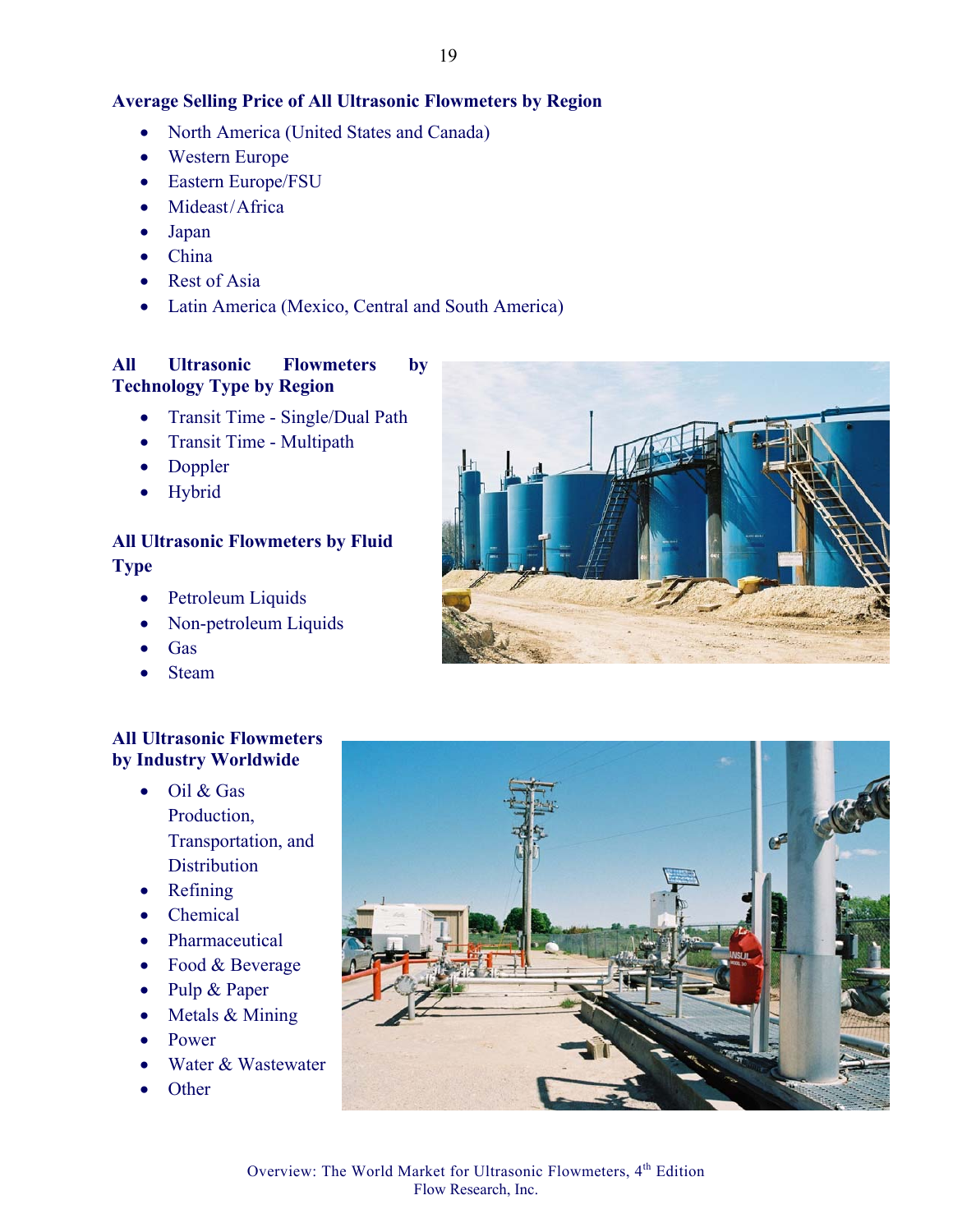**Average Selling Price of All Ultrasonic Flowmeters by Region**

- North America (United States and Canada)
- Western Europe
- Eastern Europe/FSU
- Mideast/Africa
- Japan
- China
- Rest of Asia
- Latin America (Mexico, Central and South America)

**All Ultrasonic Flowmeters by Technology Type by Region**

- Transit Time - Single/Dual Path
- Transit Time - Multipath
- Doppler
- Hybrid

**All Ultrasonic Flowmeters by Fluid Type**

- Petroleum Liquids
- Non-petroleum Liquids
- Gas
- Steam

**All Ultrasonic Flowmeters by Industry Worldwide**

- Oil & Gas Production, Transportation, and Distribution
- Refining
- Chemical
- Pharmaceutical
- Food & Beverage
- Pulp & Paper
- Metals & Mining
- Power
- Water & Wastewater
- Other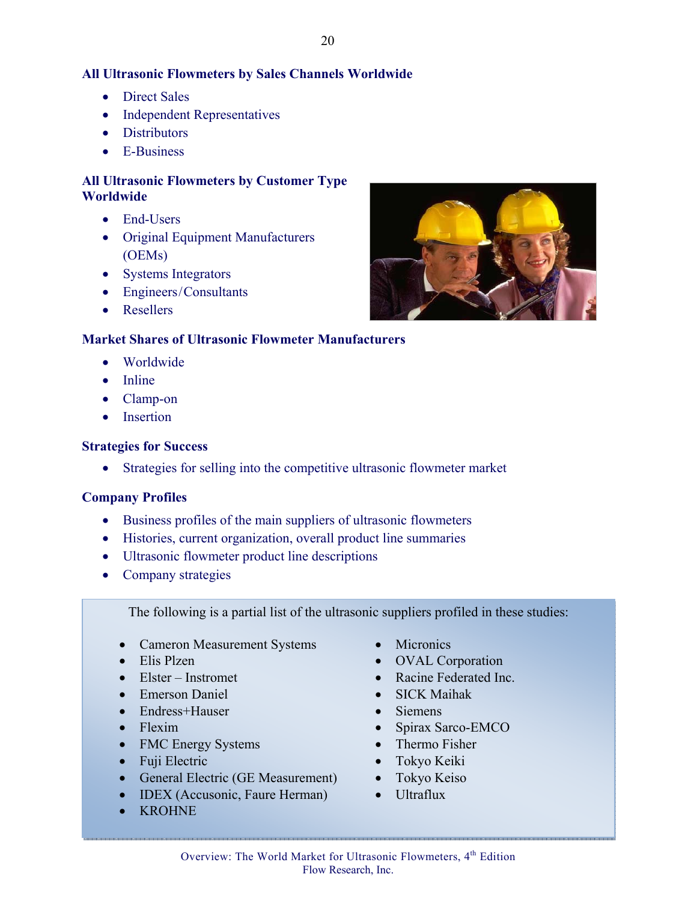## All Ultrasonic Flowmeters by Sales Channels Worldwide

- Direct Sales
- Independent Representatives
- Distributors
- E-Business

## All Ultrasonic Flowmeters by Customer Type Worldwide

- End-Users
- Original Equipment Manufacturers (OEMs)
- Systems Integrators
- Engineers/Consultants
- Resellers

## Market Shares of Ultrasonic Flowmeter Manufacturers

- Worldwide
- Inline
- Clamp-on
- Insertion

## Strategies for Success

- Strategies for selling into the competitive ultrasonic flowmeter market

## Company Profiles

- Business profiles of the main suppliers of ultrasonic flowmeters
- Histories, current organization, overall product line summaries
- Ultrasonic flowmeter product line descriptions
- Company strategies

The following is a partial list of the ultrasonic suppliers profiled in these studies:

- Cameron Measurement Systems
- Elis Plzen
- Elster – Instromet
- Emerson Daniel
- Endress+Hauser
- Flexim
- FMC Energy Systems
- Fuji Electric
- General Electric (GE Measurement)
- IDEX (Accusonic, Faure Herman)
- KROHNE
- Micronics
- OVAL Corporation
- Racine Federated Inc.
- SICK Maihak
- Siemens
- Spirax Sarco-EMCO
- Thermo Fisher
- Tokyo Keiki
- Tokyo Keiso
- Ultraflux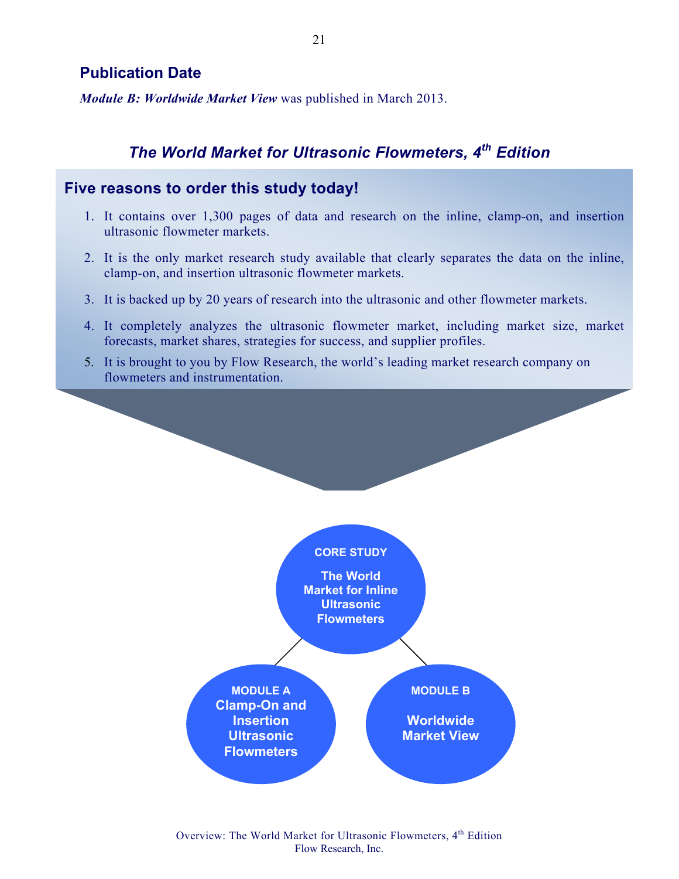## Publication Date

***Module B: Worldwide Market View*** was published in March 2013.

### *The World Market for Ultrasonic Flowmeters, 4th Edition*

## Five reasons to order this study today!

1. It contains over 1,300 pages of data and research on the inline, clamp-on, and insertion ultrasonic flowmeter markets.
2. It is the only market research study available that clearly separates the data on the inline, clamp-on, and insertion ultrasonic flowmeter markets.
3. It is backed up by 20 years of research into the ultrasonic and other flowmeter markets.
4. It completely analyzes the ultrasonic flowmeter market, including market size, market forecasts, market shares, strategies for success, and supplier profiles.
5. It is brought to you by Flow Research, the world's leading market research company on flowmeters and instrumentation.

**CORE STUDY**
**The World Market for Inline Ultrasonic Flowmeters**

**MODULE A**
**Clamp-On and Insertion Ultrasonic Flowmeters**

**MODULE B**
**Worldwide Market View**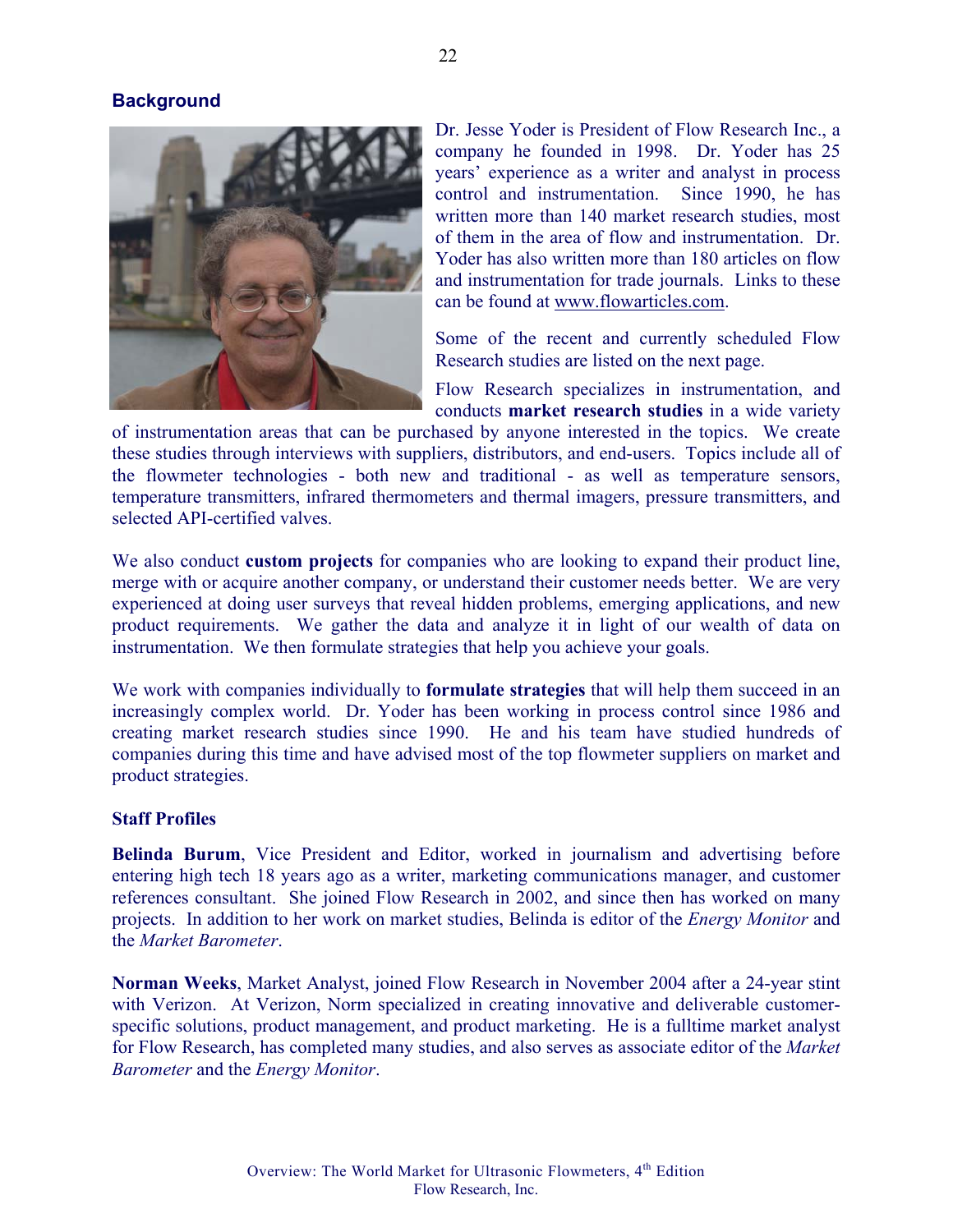## Background

Dr. Jesse Yoder is President of Flow Research Inc., a company he founded in 1998. Dr. Yoder has 25 years' experience as a writer and analyst in process control and instrumentation. Since 1990, he has written more than 140 market research studies, most of them in the area of flow and instrumentation. Dr. Yoder has also written more than 180 articles on flow and instrumentation for trade journals. Links to these can be found at www.flowarticles.com.

Some of the recent and currently scheduled Flow Research studies are listed on the next page.

Flow Research specializes in instrumentation, and conducts **market research studies** in a wide variety of instrumentation areas that can be purchased by anyone interested in the topics. We create these studies through interviews with suppliers, distributors, and end-users. Topics include all of the flowmeter technologies - both new and traditional - as well as temperature sensors, temperature transmitters, infrared thermometers and thermal imagers, pressure transmitters, and selected API-certified valves.

We also conduct **custom projects** for companies who are looking to expand their product line, merge with or acquire another company, or understand their customer needs better. We are very experienced at doing user surveys that reveal hidden problems, emerging applications, and new product requirements. We gather the data and analyze it in light of our wealth of data on instrumentation. We then formulate strategies that help you achieve your goals.

We work with companies individually to **formulate strategies** that will help them succeed in an increasingly complex world. Dr. Yoder has been working in process control since 1986 and creating market research studies since 1990. He and his team have studied hundreds of companies during this time and have advised most of the top flowmeter suppliers on market and product strategies.

### Staff Profiles

**Belinda Burum**, Vice President and Editor, worked in journalism and advertising before entering high tech 18 years ago as a writer, marketing communications manager, and customer references consultant. She joined Flow Research in 2002, and since then has worked on many projects. In addition to her work on market studies, Belinda is editor of the *Energy Monitor* and the *Market Barometer*.

**Norman Weeks**, Market Analyst, joined Flow Research in November 2004 after a 24-year stint with Verizon. At Verizon, Norm specialized in creating innovative and deliverable customer-specific solutions, product management, and product marketing. He is a fulltime market analyst for Flow Research, has completed many studies, and also serves as associate editor of the *Market Barometer* and the *Energy Monitor*.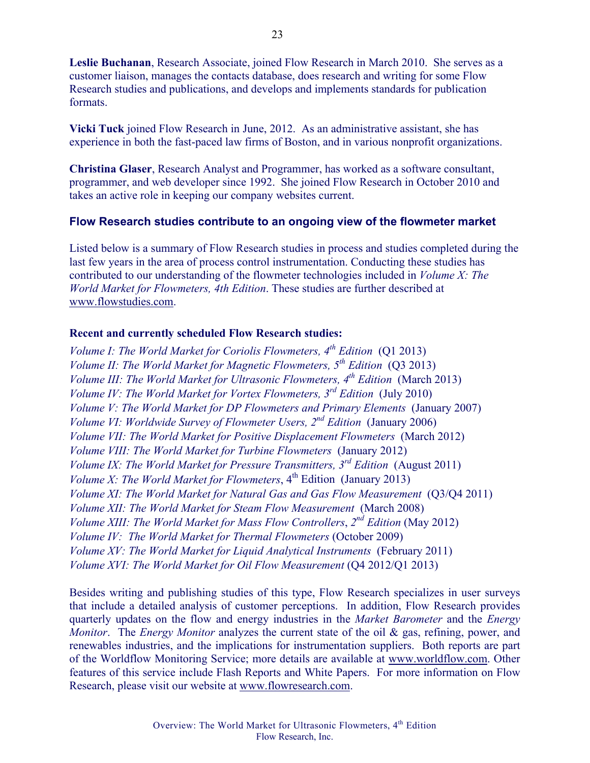**Leslie Buchanan**, Research Associate, joined Flow Research in March 2010. She serves as a customer liaison, manages the contacts database, does research and writing for some Flow Research studies and publications, and develops and implements standards for publication formats.

**Vicki Tuck** joined Flow Research in June, 2012. As an administrative assistant, she has experience in both the fast-paced law firms of Boston, and in various nonprofit organizations.

**Christina Glaser**, Research Analyst and Programmer, has worked as a software consultant, programmer, and web developer since 1992. She joined Flow Research in October 2010 and takes an active role in keeping our company websites current.

## Flow Research studies contribute to an ongoing view of the flowmeter market

Listed below is a summary of Flow Research studies in process and studies completed during the last few years in the area of process control instrumentation. Conducting these studies has contributed to our understanding of the flowmeter technologies included in *Volume X: The World Market for Flowmeters, 4th Edition*. These studies are further described at www.flowstudies.com.

**Recent and currently scheduled Flow Research studies:**

*Volume I: The World Market for Coriolis Flowmeters, 4th Edition* (Q1 2013)
*Volume II: The World Market for Magnetic Flowmeters, 5th Edition* (Q3 2013)
*Volume III: The World Market for Ultrasonic Flowmeters, 4th Edition* (March 2013)
*Volume IV: The World Market for Vortex Flowmeters, 3rd Edition* (July 2010)
*Volume V: The World Market for DP Flowmeters and Primary Elements* (January 2007)
*Volume VI: Worldwide Survey of Flowmeter Users, 2nd Edition* (January 2006)
*Volume VII: The World Market for Positive Displacement Flowmeters* (March 2012)
*Volume VIII: The World Market for Turbine Flowmeters* (January 2012)
*Volume IX: The World Market for Pressure Transmitters, 3rd Edition* (August 2011)
*Volume X: The World Market for Flowmeters*, 4th Edition (January 2013)
*Volume XI: The World Market for Natural Gas and Gas Flow Measurement* (Q3/Q4 2011)
*Volume XII: The World Market for Steam Flow Measurement* (March 2008)
*Volume XIII: The World Market for Mass Flow Controllers*, *2nd Edition* (May 2012)
*Volume IV: The World Market for Thermal Flowmeters* (October 2009)
*Volume XV: The World Market for Liquid Analytical Instruments* (February 2011)
*Volume XVI: The World Market for Oil Flow Measurement* (Q4 2012/Q1 2013)

Besides writing and publishing studies of this type, Flow Research specializes in user surveys that include a detailed analysis of customer perceptions. In addition, Flow Research provides quarterly updates on the flow and energy industries in the *Market Barometer* and the *Energy Monitor*. The *Energy Monitor* analyzes the current state of the oil & gas, refining, power, and renewables industries, and the implications for instrumentation suppliers. Both reports are part of the Worldflow Monitoring Service; more details are available at www.worldflow.com. Other features of this service include Flash Reports and White Papers. For more information on Flow Research, please visit our website at www.flowresearch.com.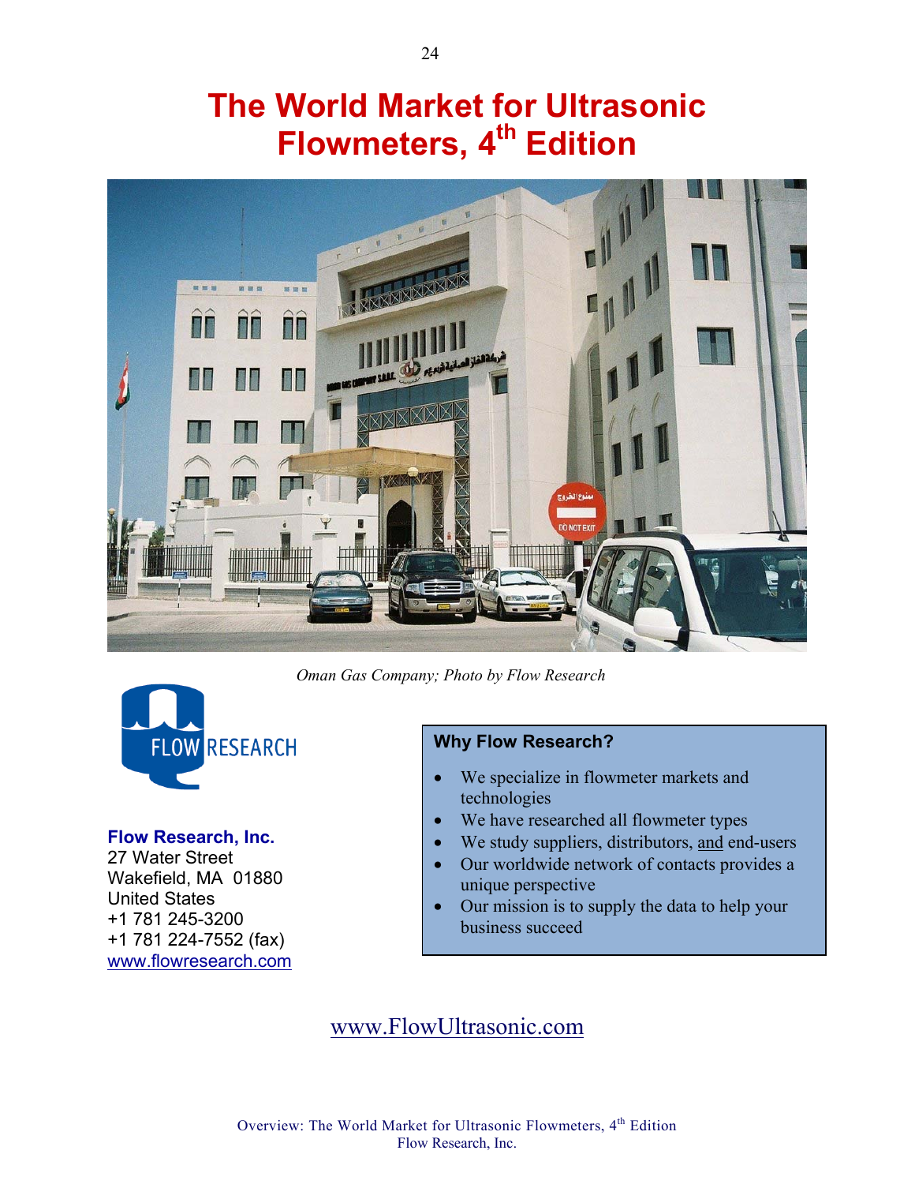# The World Market for Ultrasonic Flowmeters, 4th Edition

*Oman Gas Company; Photo by Flow Research*

**Flow Research, Inc.**
27 Water Street
Wakefield, MA 01880
United States
+1 781 245-3200
+1 781 224-7552 (fax)
www.flowresearch.com

**Why Flow Research?**

- We specialize in flowmeter markets and technologies
- We have researched all flowmeter types
- We study suppliers, distributors, and end-users
- Our worldwide network of contacts provides a unique perspective
- Our mission is to supply the data to help your business succeed

www.FlowUltrasonic.com